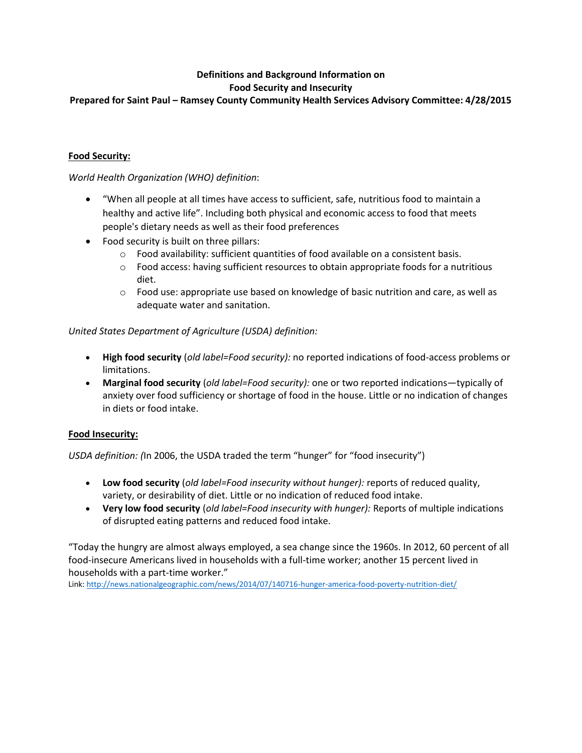**Definitions and Background Information on**
**Food Security and Insecurity**
**Prepared for Saint Paul – Ramsey County Community Health Services Advisory Committee: 4/28/2015**

## Food Security:

*World Health Organization (WHO) definition*:

- "When all people at all times have access to sufficient, safe, nutritious food to maintain a healthy and active life". Including both physical and economic access to food that meets people's dietary needs as well as their food preferences
- Food security is built on three pillars:
    - Food availability: sufficient quantities of food available on a consistent basis.
    - Food access: having sufficient resources to obtain appropriate foods for a nutritious diet.
    - Food use: appropriate use based on knowledge of basic nutrition and care, as well as adequate water and sanitation.

*United States Department of Agriculture (USDA) definition:*

- **High food security** (*old label=Food security):* no reported indications of food-access problems or limitations.
- **Marginal food security** (*old label=Food security):* one or two reported indications—typically of anxiety over food sufficiency or shortage of food in the house. Little or no indication of changes in diets or food intake.

## Food Insecurity:

*USDA definition: (*In 2006, the USDA traded the term "hunger" for "food insecurity")

- **Low food security** (*old label=Food insecurity without hunger):* reports of reduced quality, variety, or desirability of diet. Little or no indication of reduced food intake.
- **Very low food security** (*old label=Food insecurity with hunger):* Reports of multiple indications of disrupted eating patterns and reduced food intake.

"Today the hungry are almost always employed, a sea change since the 1960s. In 2012, 60 percent of all food-insecure Americans lived in households with a full-time worker; another 15 percent lived in households with a part-time worker."

Link: http://news.nationalgeographic.com/news/2014/07/140716-hunger-america-food-poverty-nutrition-diet/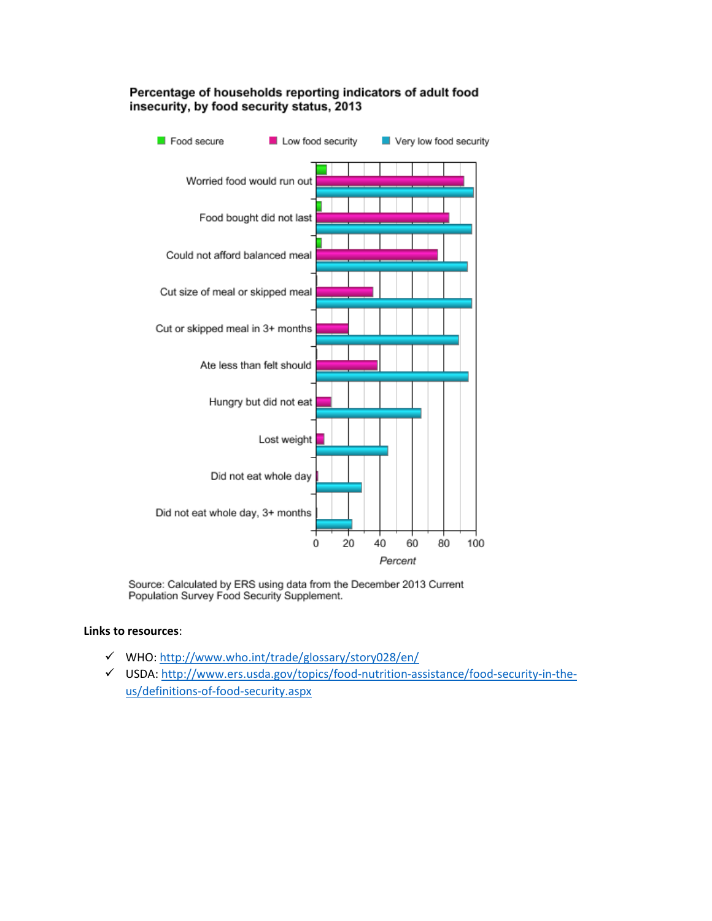**Percentage of households reporting indicators of adult food insecurity, by food security status, 2013**

Food secure
Low food security
Very low food security

Worried food would run out
Food bought did not last
Could not afford balanced meal
Cut size of meal or skipped meal
Cut or skipped meal in 3+ months
Ate less than felt should
Hungry but did not eat
Lost weight
Did not eat whole day
Did not eat whole day, 3+ months

0 20 40 60 80 100

*Percent*

Source: Calculated by ERS using data from the December 2013 Current Population Survey Food Security Supplement.

**Links to resources**:

- ✓ WHO: http://www.who.int/trade/glossary/story028/en/
- ✓ USDA: http://www.ers.usda.gov/topics/food-nutrition-assistance/food-security-in-the-us/definitions-of-food-security.aspx